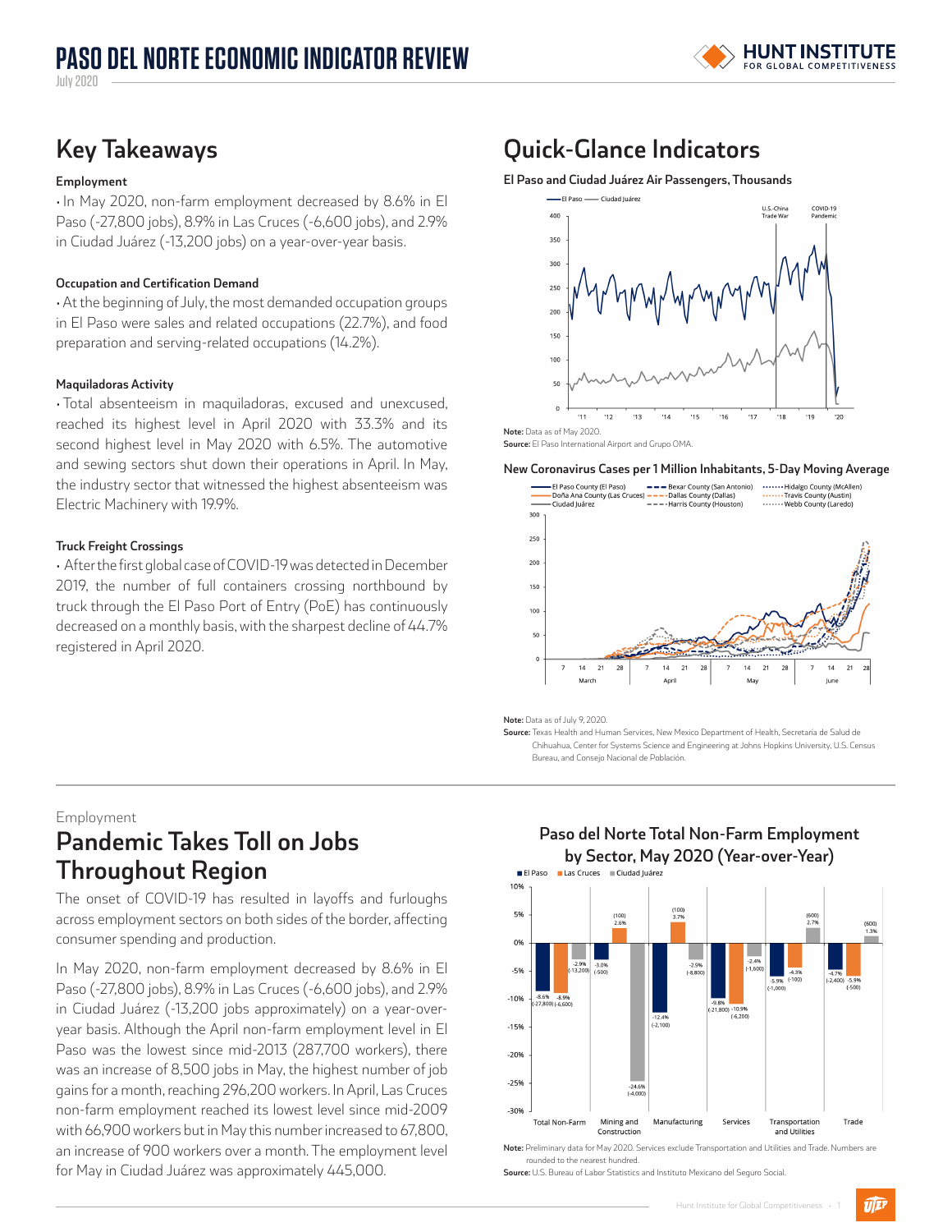# PASO DEL NORTE ECONOMIC INDICATOR REVIEW

July 2020

## Key Takeaways

**Employment**

• In May 2020, non-farm employment decreased by 8.6% in El Paso (-27,800 jobs), 8.9% in Las Cruces (-6,600 jobs), and 2.9% in Ciudad Juárez (-13,200 jobs) on a year-over-year basis.

**Occupation and Certification Demand**

• At the beginning of July, the most demanded occupation groups in El Paso were sales and related occupations (22.7%), and food preparation and serving-related occupations (14.2%).

**Maquiladoras Activity**

• Total absenteeism in maquiladoras, excused and unexcused, reached its highest level in April 2020 with 33.3% and its second highest level in May 2020 with 6.5%. The automotive and sewing sectors shut down their operations in April. In May, the industry sector that witnessed the highest absenteeism was Electric Machinery with 19.9%.

**Truck Freight Crossings**

• After the first global case of COVID-19 was detected in December 2019, the number of full containers crossing northbound by truck through the El Paso Port of Entry (PoE) has continuously decreased on a monthly basis, with the sharpest decline of 44.7% registered in April 2020.

## Quick-Glance Indicators

**El Paso and Ciudad Juárez Air Passengers, Thousands**

**Note:** Data as of May 2020.
**Source:** El Paso International Airport and Grupo OMA.

**New Coronavirus Cases per 1 Million Inhabitants, 5-Day Moving Average**

**Note:** Data as of July 9, 2020.
**Source:** Texas Health and Human Services, New Mexico Department of Health, Secretaría de Salud de Chihuahua, Center for Systems Science and Engineering at Johns Hopkins University, U.S. Census Bureau, and Consejo Nacional de Población.

Employment

## Pandemic Takes Toll on Jobs Throughout Region

The onset of COVID-19 has resulted in layoffs and furloughs across employment sectors on both sides of the border, affecting consumer spending and production.

In May 2020, non-farm employment decreased by 8.6% in El Paso (-27,800 jobs), 8.9% in Las Cruces (-6,600 jobs), and 2.9% in Ciudad Juárez (-13,200 jobs approximately) on a year-over-year basis. Although the April non-farm employment level in El Paso was the lowest since mid-2013 (287,700 workers), there was an increase of 8,500 jobs in May, the highest number of job gains for a month, reaching 296,200 workers. In April, Las Cruces non-farm employment reached its lowest level since mid-2009 with 66,900 workers but in May this number increased to 67,800, an increase of 900 workers over a month. The employment level for May in Ciudad Juárez was approximately 445,000.

**Paso del Norte Total Non-Farm Employment by Sector, May 2020 (Year-over-Year)**

| Sector | El Paso | Las Cruces | Ciudad Juárez |
|---|---|---|---|
| Total Non-Farm | -8.6% (-27,800) | -8.9% (-6,600) | -2.9% (-13,200) |
| Mining and Construction | -3.0% (-500) | 2.6% (100) | -24.6% (-4,000) |
| Manufacturing | -12.4% (-2,100) | 3.7% (100) | -2.9% (-8,800) |
| Services | -9.8% (-21,800) | -10.9% (-6,200) | -2.4% (-1,600) |
| Transportation and Utilities | -5.9% (-1,000) | -4.3% (-100) | 2.7% (600) |
| Trade | -4.7% (-2,400) | -5.9% (-500) | 1.3% (600) |

**Note:** Preliminary data for May 2020. Services exclude Transportation and Utilities and Trade. Numbers are rounded to the nearest hundred.
**Source:** U.S. Bureau of Labor Statistics and Instituto Mexicano del Seguro Social.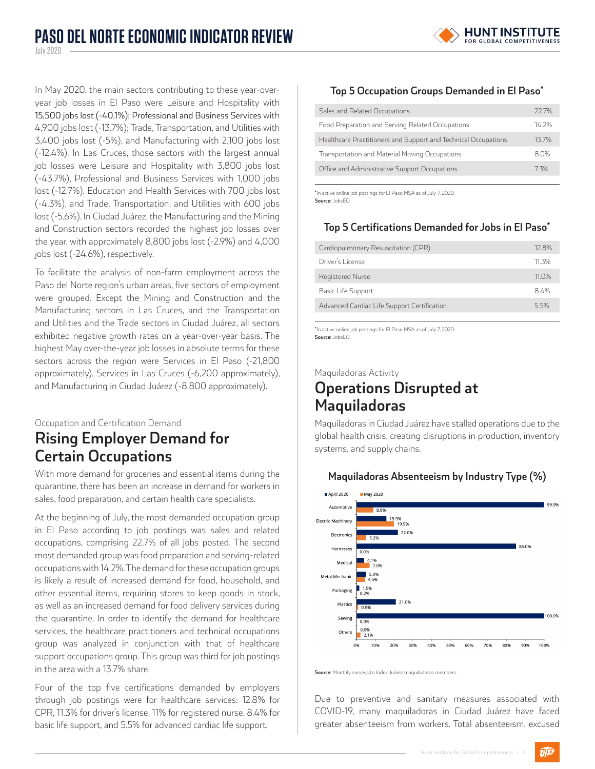In May 2020, the main sectors contributing to these year-over-year job losses in El Paso were Leisure and Hospitality with 15,500 jobs lost (-40.1%); Professional and Business Services with 4,900 jobs lost (-13.7%); Trade, Transportation, and Utilities with 3,400 jobs lost (-5%), and Manufacturing with 2,100 jobs lost (-12.4%). In Las Cruces, those sectors with the largest annual job losses were Leisure and Hospitality with 3,800 jobs lost (-43.7%), Professional and Business Services with 1,000 jobs lost (-12.7%), Education and Health Services with 700 jobs lost (-4.3%), and Trade, Transportation, and Utilities with 600 jobs lost (-5.6%). In Ciudad Juárez, the Manufacturing and the Mining and Construction sectors recorded the highest job losses over the year, with approximately 8,800 jobs lost (-2.9%) and 4,000 jobs lost (-24.6%), respectively.

To facilitate the analysis of non-farm employment across the Paso del Norte region's urban areas, five sectors of employment were grouped. Except the Mining and Construction and the Manufacturing sectors in Las Cruces, and the Transportation and Utilities and the Trade sectors in Ciudad Juárez, all sectors exhibited negative growth rates on a year-over-year basis. The highest May over-the-year job losses in absolute terms for these sectors across the region were Services in El Paso (-21,800 approximately), Services in Las Cruces (-6,200 approximately), and Manufacturing in Ciudad Juárez (-8,800 approximately).

Occupation and Certification Demand

## Rising Employer Demand for Certain Occupations

With more demand for groceries and essential items during the quarantine, there has been an increase in demand for workers in sales, food preparation, and certain health care specialists.

At the beginning of July, the most demanded occupation group in El Paso according to job postings was sales and related occupations, comprising 22.7% of all jobs posted. The second most demanded group was food preparation and serving-related occupations with 14.2%. The demand for these occupation groups is likely a result of increased demand for food, household, and other essential items, requiring stores to keep goods in stock, as well as an increased demand for food delivery services during the quarantine. In order to identify the demand for healthcare services, the healthcare practitioners and technical occupations group was analyzed in conjunction with that of healthcare support occupations group. This group was third for job postings in the area with a 13.7% share.

Four of the top five certifications demanded by employers through job postings were for healthcare services: 12.8% for CPR, 11.3% for driver's license, 11% for registered nurse, 8.4% for basic life support, and 5.5% for advanced cardiac life support.

### Top 5 Occupation Groups Demanded in El Paso*

| Occupation Group | Share |
|---|---|
| Sales and Related Occupations | 22.7% |
| Food Preparation and Serving Related Occupations | 14.2% |
| Healthcare Practitioners and Support and Technical Occupations | 13.7% |
| Transportation and Material Moving Occupations | 8.0% |
| Office and Administrative Support Occupations | 7.3% |

*In active online job postings for El Paso MSA as of July 7, 2020.
**Source:** JobsEQ.

### Top 5 Certifications Demanded for Jobs in El Paso*

| Certification | Share |
|---|---|
| Cardiopulmonary Resuscitation (CPR) | 12.8% |
| Driver's License | 11.3% |
| Registered Nurse | 11.0% |
| Basic Life Support | 8.4% |
| Advanced Cardiac Life Support Certification | 5.5% |

*In active online job postings for El Paso MSA as of July 7, 2020.
**Source:** JobsEQ.

Maquiladoras Activity

## Operations Disrupted at Maquiladoras

Maquiladoras in Ciudad Juárez have stalled operations due to the global health crisis, creating disruptions in production, inventory systems, and supply chains.

### Maquiladoras Absenteeism by Industry Type (%)

| Industry | April 2020 | May 2020 |
|---|---|---|
| Automotive | 99.9% | 8.9% |
| Electric Machinery | 15.9% | 19.9% |
| Electronics | 22.0% | 5.2% |
| Harnesses | 85.0% | 0.0% |
| Medical | 4.1% | 7.0% |
| Metal-Mechanic | 5.0% | 4.5% |
| Packaging | 1.5% | 0.2% |
| Plastics | 21.0% | 0.9% |
| Sewing | 100.0% | 0.0% |
| Others | 0.0% | 2.1% |

**Source:** Monthly surveys to Index Juárez maquiladoras members.

Due to preventive and sanitary measures associated with COVID-19, many maquiladoras in Ciudad Juárez have faced greater absenteeism from workers. Total absenteeism, excused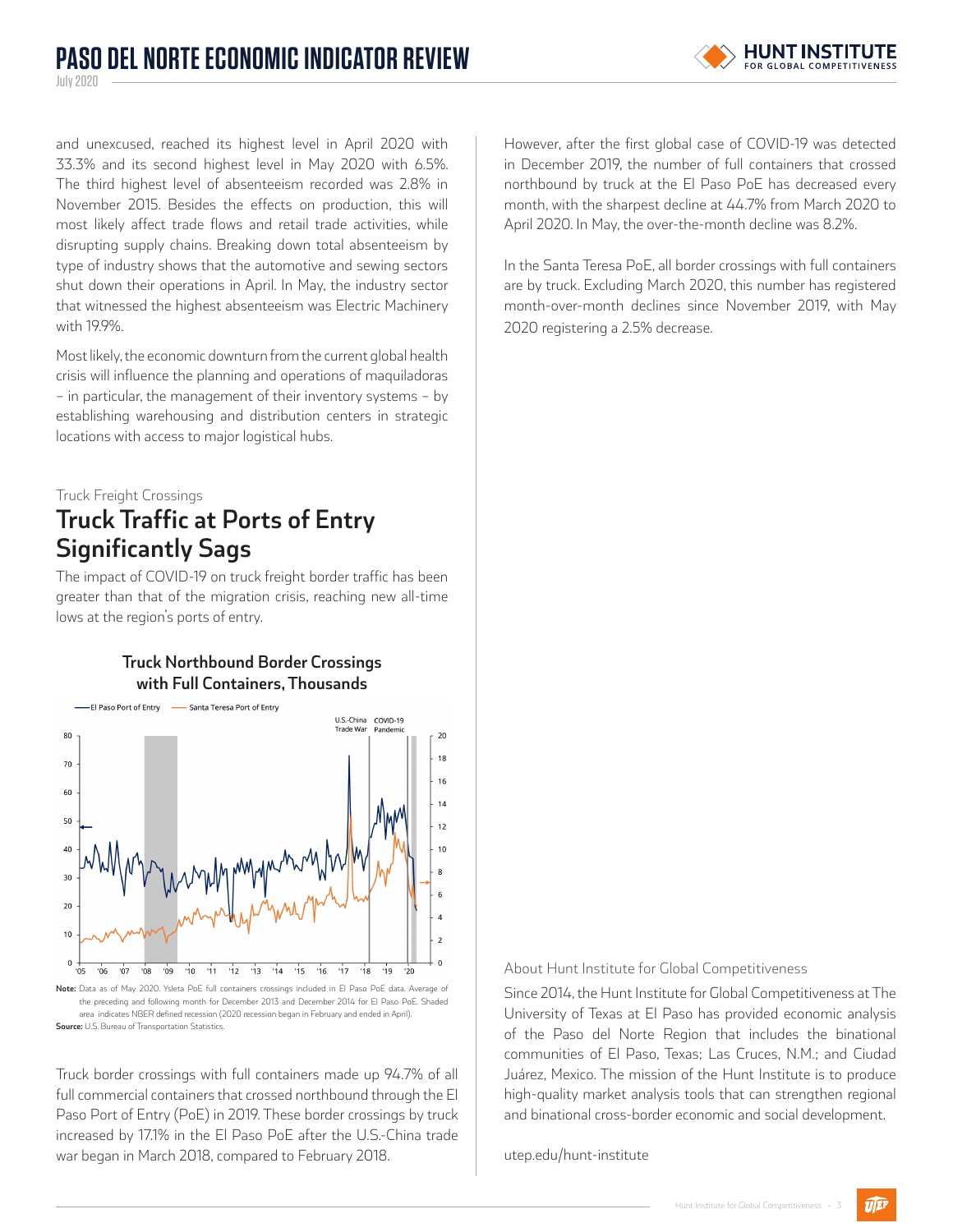and unexcused, reached its highest level in April 2020 with 33.3% and its second highest level in May 2020 with 6.5%. The third highest level of absenteeism recorded was 2.8% in November 2015. Besides the effects on production, this will most likely affect trade flows and retail trade activities, while disrupting supply chains. Breaking down total absenteeism by type of industry shows that the automotive and sewing sectors shut down their operations in April. In May, the industry sector that witnessed the highest absenteeism was Electric Machinery with 19.9%.

Most likely, the economic downturn from the current global health crisis will influence the planning and operations of maquiladoras – in particular, the management of their inventory systems – by establishing warehousing and distribution centers in strategic locations with access to major logistical hubs.

Truck Freight Crossings

## Truck Traffic at Ports of Entry Significantly Sags

The impact of COVID-19 on truck freight border traffic has been greater than that of the migration crisis, reaching new all-time lows at the region's ports of entry.

**Truck Northbound Border Crossings with Full Containers, Thousands**

El Paso Port of Entry
Santa Teresa Port of Entry
U.S.-China Trade War
COVID-19 Pandemic
80
70
60
50
40
30
20
10
0
20
18
16
14
12
10
8
6
4
2
0
'05 '06 '07 '08 '09 '10 '11 '12 '13 '14 '15 '16 '17 '18 '19 '20

**Note:** Data as of May 2020. Ysleta PoE full containers crossings included in El Paso PoE data. Average of the preceding and following month for December 2013 and December 2014 for El Paso PoE. Shaded area indicates NBER defined recession (2020 recession began in February and ended in April).
**Source:** U.S. Bureau of Transportation Statistics.

Truck border crossings with full containers made up 94.7% of all full commercial containers that crossed northbound through the El Paso Port of Entry (PoE) in 2019. These border crossings by truck increased by 17.1% in the El Paso PoE after the U.S.-China trade war began in March 2018, compared to February 2018.

However, after the first global case of COVID-19 was detected in December 2019, the number of full containers that crossed northbound by truck at the El Paso PoE has decreased every month, with the sharpest decline at 44.7% from March 2020 to April 2020. In May, the over-the-month decline was 8.2%.

In the Santa Teresa PoE, all border crossings with full containers are by truck. Excluding March 2020, this number has registered month-over-month declines since November 2019, with May 2020 registering a 2.5% decrease.

About Hunt Institute for Global Competitiveness

Since 2014, the Hunt Institute for Global Competitiveness at The University of Texas at El Paso has provided economic analysis of the Paso del Norte Region that includes the binational communities of El Paso, Texas; Las Cruces, N.M.; and Ciudad Juárez, Mexico. The mission of the Hunt Institute is to produce high-quality market analysis tools that can strengthen regional and binational cross-border economic and social development.

utep.edu/hunt-institute